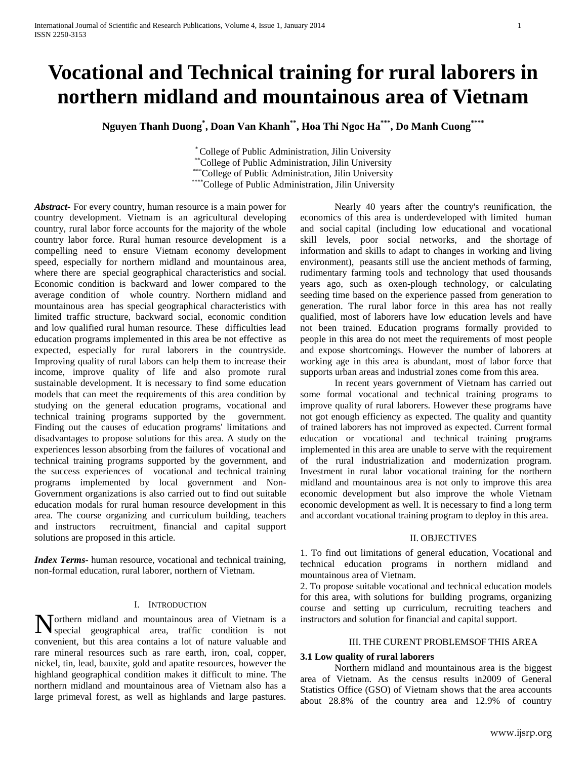# Vocational and Technical training for rural laborers in northern midland and mountainous area of Vietnam

**Nguyen Thanh Duong[*], Doan Van Khanh[**], Hoa Thi Ngoc Ha[***], Do Manh Cuong[****]**

[*] College of Public Administration, Jilin University
[**] College of Public Administration, Jilin University
[***] College of Public Administration, Jilin University
[****] College of Public Administration, Jilin University

***Abstract***- For every country, human resource is a main power for country development. Vietnam is an agricultural developing country, rural labor force accounts for the majority of the whole country labor force. Rural human resource development is a compelling need to ensure Vietnam economy development speed, especially for northern midland and mountainous area, where there are special geographical characteristics and social. Economic condition is backward and lower compared to the average condition of whole country. Northern midland and mountainous area has special geographical characteristics with limited traffic structure, backward social, economic condition and low qualified rural human resource. These difficulties lead education programs implemented in this area be not effective as expected, especially for rural laborers in the countryside. Improving quality of rural labors can help them to increase their income, improve quality of life and also promote rural sustainable development. It is necessary to find some education models that can meet the requirements of this area condition by studying on the general education programs, vocational and technical training programs supported by the government. Finding out the causes of education programs' limitations and disadvantages to propose solutions for this area. A study on the experiences lesson absorbing from the failures of vocational and technical training programs supported by the government, and the success experiences of vocational and technical training programs implemented by local government and Non-Government organizations is also carried out to find out suitable education modals for rural human resource development in this area. The course organizing and curriculum building, teachers and instructors recruitment, financial and capital support solutions are proposed in this article.

***Index Terms***- human resource, vocational and technical training, non-formal education, rural laborer, northern of Vietnam.

## I. Introduction

Northern midland and mountainous area of Vietnam is a special geographical area, traffic condition is not convenient, but this area contains a lot of nature valuable and rare mineral resources such as rare earth, iron, coal, copper, nickel, tin, lead, bauxite, gold and apatite resources, however the highland geographical condition makes it difficult to mine. The northern midland and mountainous area of Vietnam also has a large primeval forest, as well as highlands and large pastures.

Nearly 40 years after the country's reunification, the economics of this area is underdeveloped with limited human and social capital (including low educational and vocational skill levels, poor social networks, and the shortage of information and skills to adapt to changes in working and living environment), peasants still use the ancient methods of farming, rudimentary farming tools and technology that used thousands years ago, such as oxen-plough technology, or calculating seeding time based on the experience passed from generation to generation. The rural labor force in this area has not really qualified, most of laborers have low education levels and have not been trained. Education programs formally provided to people in this area do not meet the requirements of most people and expose shortcomings. However the number of laborers at working age in this area is abundant, most of labor force that supports urban areas and industrial zones come from this area.

In recent years government of Vietnam has carried out some formal vocational and technical training programs to improve quality of rural laborers. However these programs have not got enough efficiency as expected. The quality and quantity of trained laborers has not improved as expected. Current formal education or vocational and technical training programs implemented in this area are unable to serve with the requirement of the rural industrialization and modernization program. Investment in rural labor vocational training for the northern midland and mountainous area is not only to improve this area economic development but also improve the whole Vietnam economic development as well. It is necessary to find a long term and accordant vocational training program to deploy in this area.

## II. OBJECTIVES

1. To find out limitations of general education, Vocational and technical education programs in northern midland and mountainous area of Vietnam.
2. To propose suitable vocational and technical education models for this area, with solutions for building programs, organizing course and setting up curriculum, recruiting teachers and instructors and solution for financial and capital support.

## III. THE CURENT PROBLEMSOF THIS AREA

### 3.1 Low quality of rural laborers

Northern midland and mountainous area is the biggest area of Vietnam. As the census results in2009 of General Statistics Office (GSO) of Vietnam shows that the area accounts about 28.8% of the country area and 12.9% of country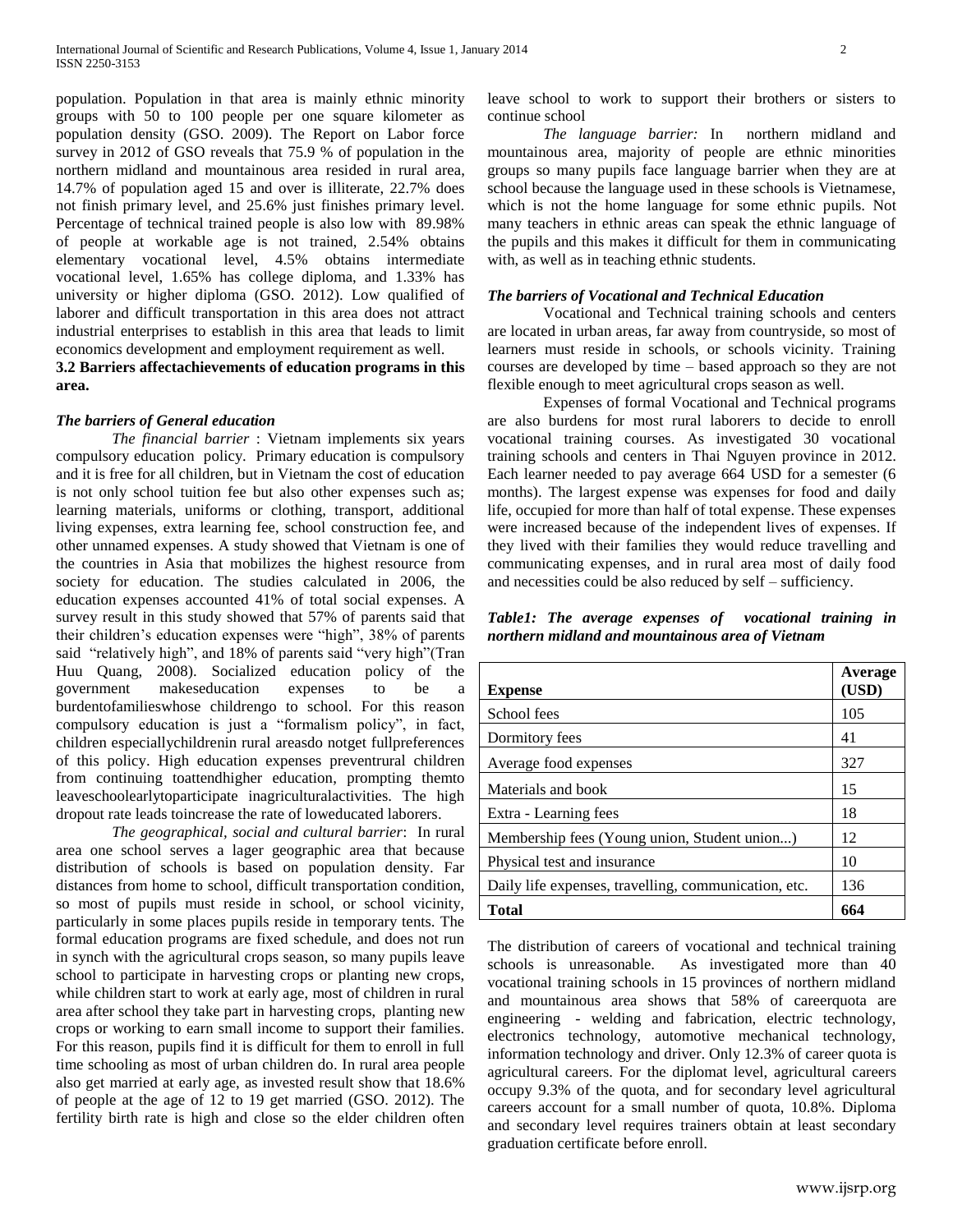population. Population in that area is mainly ethnic minority groups with 50 to 100 people per one square kilometer as population density (GSO. 2009). The Report on Labor force survey in 2012 of GSO reveals that 75.9 % of population in the northern midland and mountainous area resided in rural area, 14.7% of population aged 15 and over is illiterate, 22.7% does not finish primary level, and 25.6% just finishes primary level. Percentage of technical trained people is also low with 89.98% of people at workable age is not trained, 2.54% obtains elementary vocational level, 4.5% obtains intermediate vocational level, 1.65% has college diploma, and 1.33% has university or higher diploma (GSO. 2012). Low qualified of laborer and difficult transportation in this area does not attract industrial enterprises to establish in this area that leads to limit economics development and employment requirement as well.

### 3.2 Barriers affectachievements of education programs in this area.

***The barriers of General education***

*The financial barrier* : Vietnam implements six years compulsory education policy. Primary education is compulsory and it is free for all children, but in Vietnam the cost of education is not only school tuition fee but also other expenses such as; learning materials, uniforms or clothing, transport, additional living expenses, extra learning fee, school construction fee, and other unnamed expenses. A study showed that Vietnam is one of the countries in Asia that mobilizes the highest resource from society for education. The studies calculated in 2006, the education expenses accounted 41% of total social expenses. A survey result in this study showed that 57% of parents said that their children's education expenses were "high", 38% of parents said "relatively high", and 18% of parents said "very high"(Tran Huu Quang, 2008). Socialized education policy of the government makeseducation expenses to be a burdentofamilieswhose childrengo to school. For this reason compulsory education is just a "formalism policy", in fact, children especiallychildrenin rural areasdo notget fullpreferences of this policy. High education expenses preventrural children from continuing toattendhigher education, prompting themto leaveschoolearlytoparticipate inagriculturalactivities. The high dropout rate leads toincrease the rate of loweducated laborers.

*The geographical, social and cultural barrier*: In rural area one school serves a lager geographic area that because distribution of schools is based on population density. Far distances from home to school, difficult transportation condition, so most of pupils must reside in school, or school vicinity, particularly in some places pupils reside in temporary tents. The formal education programs are fixed schedule, and does not run in synch with the agricultural crops season, so many pupils leave school to participate in harvesting crops or planting new crops, while children start to work at early age, most of children in rural area after school they take part in harvesting crops, planting new crops or working to earn small income to support their families. For this reason, pupils find it is difficult for them to enroll in full time schooling as most of urban children do. In rural area people also get married at early age, as invested result show that 18.6% of people at the age of 12 to 19 get married (GSO. 2012). The fertility birth rate is high and close so the elder children often leave school to work to support their brothers or sisters to continue school

*The language barrier:* In northern midland and mountainous area, majority of people are ethnic minorities groups so many pupils face language barrier when they are at school because the language used in these schools is Vietnamese, which is not the home language for some ethnic pupils. Not many teachers in ethnic areas can speak the ethnic language of the pupils and this makes it difficult for them in communicating with, as well as in teaching ethnic students.

***The barriers of Vocational and Technical Education***

Vocational and Technical training schools and centers are located in urban areas, far away from countryside, so most of learners must reside in schools, or schools vicinity. Training courses are developed by time – based approach so they are not flexible enough to meet agricultural crops season as well.

Expenses of formal Vocational and Technical programs are also burdens for most rural laborers to decide to enroll vocational training courses. As investigated 30 vocational training schools and centers in Thai Nguyen province in 2012. Each learner needed to pay average 664 USD for a semester (6 months). The largest expense was expenses for food and daily life, occupied for more than half of total expense. These expenses were increased because of the independent lives of expenses. If they lived with their families they would reduce travelling and communicating expenses, and in rural area most of daily food and necessities could be also reduced by self – sufficiency.

***Table1: The average expenses of vocational training in northern midland and mountainous area of Vietnam***

| Expense | Average (USD) |
|---|---|
| School fees | 105 |
| Dormitory fees | 41 |
| Average food expenses | 327 |
| Materials and book | 15 |
| Extra - Learning fees | 18 |
| Membership fees (Young union, Student union...) | 12 |
| Physical test and insurance | 10 |
| Daily life expenses, travelling, communication, etc. | 136 |
| **Total** | **664** |

The distribution of careers of vocational and technical training schools is unreasonable. As investigated more than 40 vocational training schools in 15 provinces of northern midland and mountainous area shows that 58% of careerquota are engineering - welding and fabrication, electric technology, electronics technology, automotive mechanical technology, information technology and driver. Only 12.3% of career quota is agricultural careers. For the diplomat level, agricultural careers occupy 9.3% of the quota, and for secondary level agricultural careers account for a small number of quota, 10.8%. Diploma and secondary level requires trainers obtain at least secondary graduation certificate before enroll.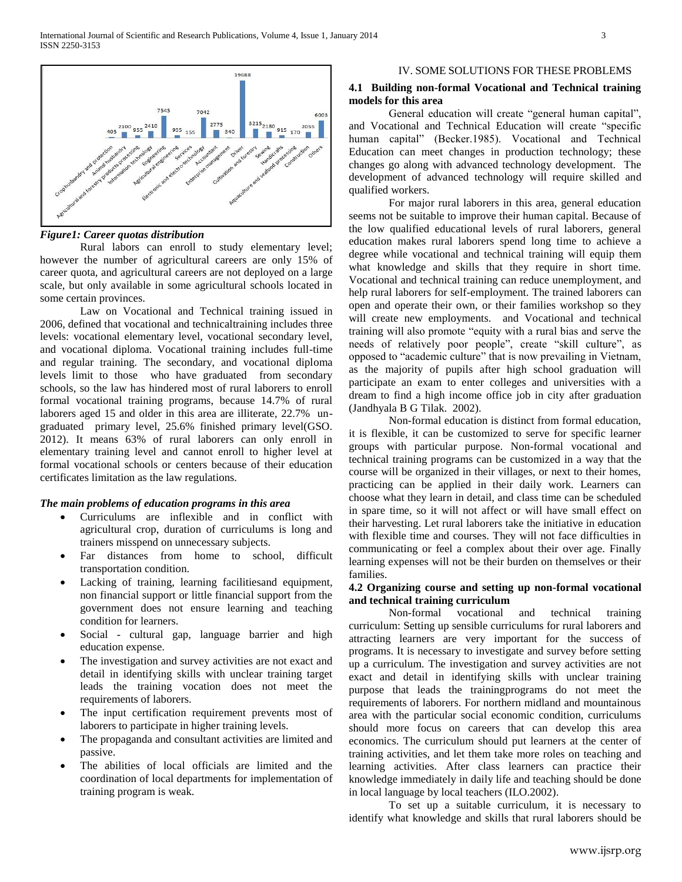*Figure1: Career quotas distribution*

Rural labors can enroll to study elementary level; however the number of agricultural careers are only 15% of career quota, and agricultural careers are not deployed on a large scale, but only available in some agricultural schools located in some certain provinces.

Law on Vocational and Technical training issued in 2006, defined that vocational and technicaltraining includes three levels: vocational elementary level, vocational secondary level, and vocational diploma. Vocational training includes full-time and regular training. The secondary, and vocational diploma levels limit to those who have graduated from secondary schools, so the law has hindered most of rural laborers to enroll formal vocational training programs, because 14.7% of rural laborers aged 15 and older in this area are illiterate, 22.7% ungraduated primary level, 25.6% finished primary level(GSO. 2012). It means 63% of rural laborers can only enroll in elementary training level and cannot enroll to higher level at formal vocational schools or centers because of their education certificates limitation as the law regulations.

***The main problems of education programs in this area***

- Curriculums are inflexible and in conflict with agricultural crop, duration of curriculums is long and trainers misspend on unnecessary subjects.
- Far distances from home to school, difficult transportation condition.
- Lacking of training, learning facilitiesand equipment, non financial support or little financial support from the government does not ensure learning and teaching condition for learners.
- Social - cultural gap, language barrier and high education expense.
- The investigation and survey activities are not exact and detail in identifying skills with unclear training target leads the training vocation does not meet the requirements of laborers.
- The input certification requirement prevents most of laborers to participate in higher training levels.
- The propaganda and consultant activities are limited and passive.
- The abilities of local officials are limited and the coordination of local departments for implementation of training program is weak.

## IV. SOME SOLUTIONS FOR THESE PROBLEMS

### 4.1 Building non-formal Vocational and Technical training models for this area

General education will create "general human capital", and Vocational and Technical Education will create "specific human capital" (Becker.1985). Vocational and Technical Education can meet changes in production technology; these changes go along with advanced technology development. The development of advanced technology will require skilled and qualified workers.

For major rural laborers in this area, general education seems not be suitable to improve their human capital. Because of the low qualified educational levels of rural laborers, general education makes rural laborers spend long time to achieve a degree while vocational and technical training will equip them what knowledge and skills that they require in short time. Vocational and technical training can reduce unemployment, and help rural laborers for self-employment. The trained laborers can open and operate their own, or their families workshop so they will create new employments. and Vocational and technical training will also promote "equity with a rural bias and serve the needs of relatively poor people", create "skill culture", as opposed to "academic culture" that is now prevailing in Vietnam, as the majority of pupils after high school graduation will participate an exam to enter colleges and universities with a dream to find a high income office job in city after graduation (Jandhyala B G Tilak. 2002).

Non-formal education is distinct from formal education, it is flexible, it can be customized to serve for specific learner groups with particular purpose. Non-formal vocational and technical training programs can be customized in a way that the course will be organized in their villages, or next to their homes, practicing can be applied in their daily work. Learners can choose what they learn in detail, and class time can be scheduled in spare time, so it will not affect or will have small effect on their harvesting. Let rural laborers take the initiative in education with flexible time and courses. They will not face difficulties in communicating or feel a complex about their over age. Finally learning expenses will not be their burden on themselves or their families.

### 4.2 Organizing course and setting up non-formal vocational and technical training curriculum

Non-formal vocational and technical training curriculum: Setting up sensible curriculums for rural laborers and attracting learners are very important for the success of programs. It is necessary to investigate and survey before setting up a curriculum. The investigation and survey activities are not exact and detail in identifying skills with unclear training purpose that leads the trainingprograms do not meet the requirements of laborers. For northern midland and mountainous area with the particular social economic condition, curriculums should more focus on careers that can develop this area economics. The curriculum should put learners at the center of training activities, and let them take more roles on teaching and learning activities. After class learners can practice their knowledge immediately in daily life and teaching should be done in local language by local teachers (ILO.2002).

To set up a suitable curriculum, it is necessary to identify what knowledge and skills that rural laborers should be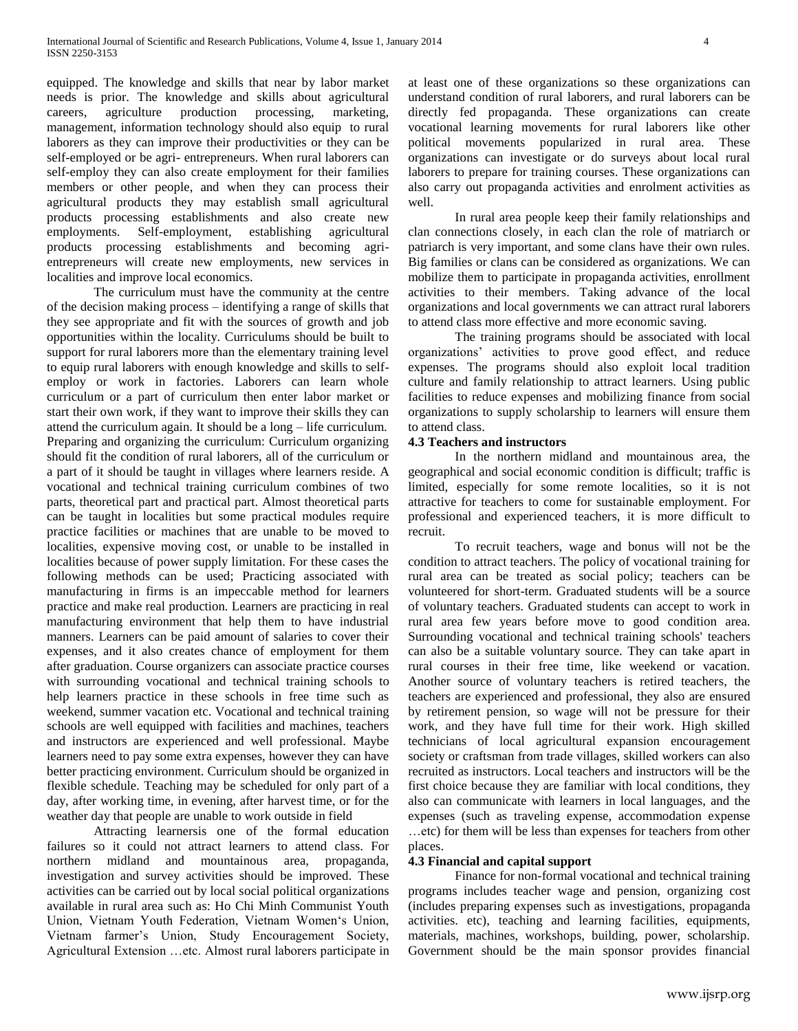equipped. The knowledge and skills that near by labor market needs is prior. The knowledge and skills about agricultural careers, agriculture production processing, marketing, management, information technology should also equip to rural laborers as they can improve their productivities or they can be self-employed or be agri- entrepreneurs. When rural laborers can self-employ they can also create employment for their families members or other people, and when they can process their agricultural products they may establish small agricultural products processing establishments and also create new employments. Self-employment, establishing agricultural products processing establishments and becoming agri-entrepreneurs will create new employments, new services in localities and improve local economics.

The curriculum must have the community at the centre of the decision making process – identifying a range of skills that they see appropriate and fit with the sources of growth and job opportunities within the locality. Curriculums should be built to support for rural laborers more than the elementary training level to equip rural laborers with enough knowledge and skills to self-employ or work in factories. Laborers can learn whole curriculum or a part of curriculum then enter labor market or start their own work, if they want to improve their skills they can attend the curriculum again. It should be a long – life curriculum. Preparing and organizing the curriculum: Curriculum organizing should fit the condition of rural laborers, all of the curriculum or a part of it should be taught in villages where learners reside. A vocational and technical training curriculum combines of two parts, theoretical part and practical part. Almost theoretical parts can be taught in localities but some practical modules require practice facilities or machines that are unable to be moved to localities, expensive moving cost, or unable to be installed in localities because of power supply limitation. For these cases the following methods can be used; Practicing associated with manufacturing in firms is an impeccable method for learners practice and make real production. Learners are practicing in real manufacturing environment that help them to have industrial manners. Learners can be paid amount of salaries to cover their expenses, and it also creates chance of employment for them after graduation. Course organizers can associate practice courses with surrounding vocational and technical training schools to help learners practice in these schools in free time such as weekend, summer vacation etc. Vocational and technical training schools are well equipped with facilities and machines, teachers and instructors are experienced and well professional. Maybe learners need to pay some extra expenses, however they can have better practicing environment. Curriculum should be organized in flexible schedule. Teaching may be scheduled for only part of a day, after working time, in evening, after harvest time, or for the weather day that people are unable to work outside in field

Attracting learnersis one of the formal education failures so it could not attract learners to attend class. For northern midland and mountainous area, propaganda, investigation and survey activities should be improved. These activities can be carried out by local social political organizations available in rural area such as: Ho Chi Minh Communist Youth Union, Vietnam Youth Federation, Vietnam Women's Union, Vietnam farmer's Union, Study Encouragement Society, Agricultural Extension …etc. Almost rural laborers participate in at least one of these organizations so these organizations can understand condition of rural laborers, and rural laborers can be directly fed propaganda. These organizations can create vocational learning movements for rural laborers like other political movements popularized in rural area. These organizations can investigate or do surveys about local rural laborers to prepare for training courses. These organizations can also carry out propaganda activities and enrolment activities as well.

In rural area people keep their family relationships and clan connections closely, in each clan the role of matriarch or patriarch is very important, and some clans have their own rules. Big families or clans can be considered as organizations. We can mobilize them to participate in propaganda activities, enrollment activities to their members. Taking advance of the local organizations and local governments we can attract rural laborers to attend class more effective and more economic saving.

The training programs should be associated with local organizations' activities to prove good effect, and reduce expenses. The programs should also exploit local tradition culture and family relationship to attract learners. Using public facilities to reduce expenses and mobilizing finance from social organizations to supply scholarship to learners will ensure them to attend class.

**4.3 Teachers and instructors**

In the northern midland and mountainous area, the geographical and social economic condition is difficult; traffic is limited, especially for some remote localities, so it is not attractive for teachers to come for sustainable employment. For professional and experienced teachers, it is more difficult to recruit.

To recruit teachers, wage and bonus will not be the condition to attract teachers. The policy of vocational training for rural area can be treated as social policy; teachers can be volunteered for short-term. Graduated students will be a source of voluntary teachers. Graduated students can accept to work in rural area few years before move to good condition area. Surrounding vocational and technical training schools' teachers can also be a suitable voluntary source. They can take apart in rural courses in their free time, like weekend or vacation. Another source of voluntary teachers is retired teachers, the teachers are experienced and professional, they also are ensured by retirement pension, so wage will not be pressure for their work, and they have full time for their work. High skilled technicians of local agricultural expansion encouragement society or craftsman from trade villages, skilled workers can also recruited as instructors. Local teachers and instructors will be the first choice because they are familiar with local conditions, they also can communicate with learners in local languages, and the expenses (such as traveling expense, accommodation expense …etc) for them will be less than expenses for teachers from other places.

**4.3 Financial and capital support**

Finance for non-formal vocational and technical training programs includes teacher wage and pension, organizing cost (includes preparing expenses such as investigations, propaganda activities. etc), teaching and learning facilities, equipments, materials, machines, workshops, building, power, scholarship. Government should be the main sponsor provides financial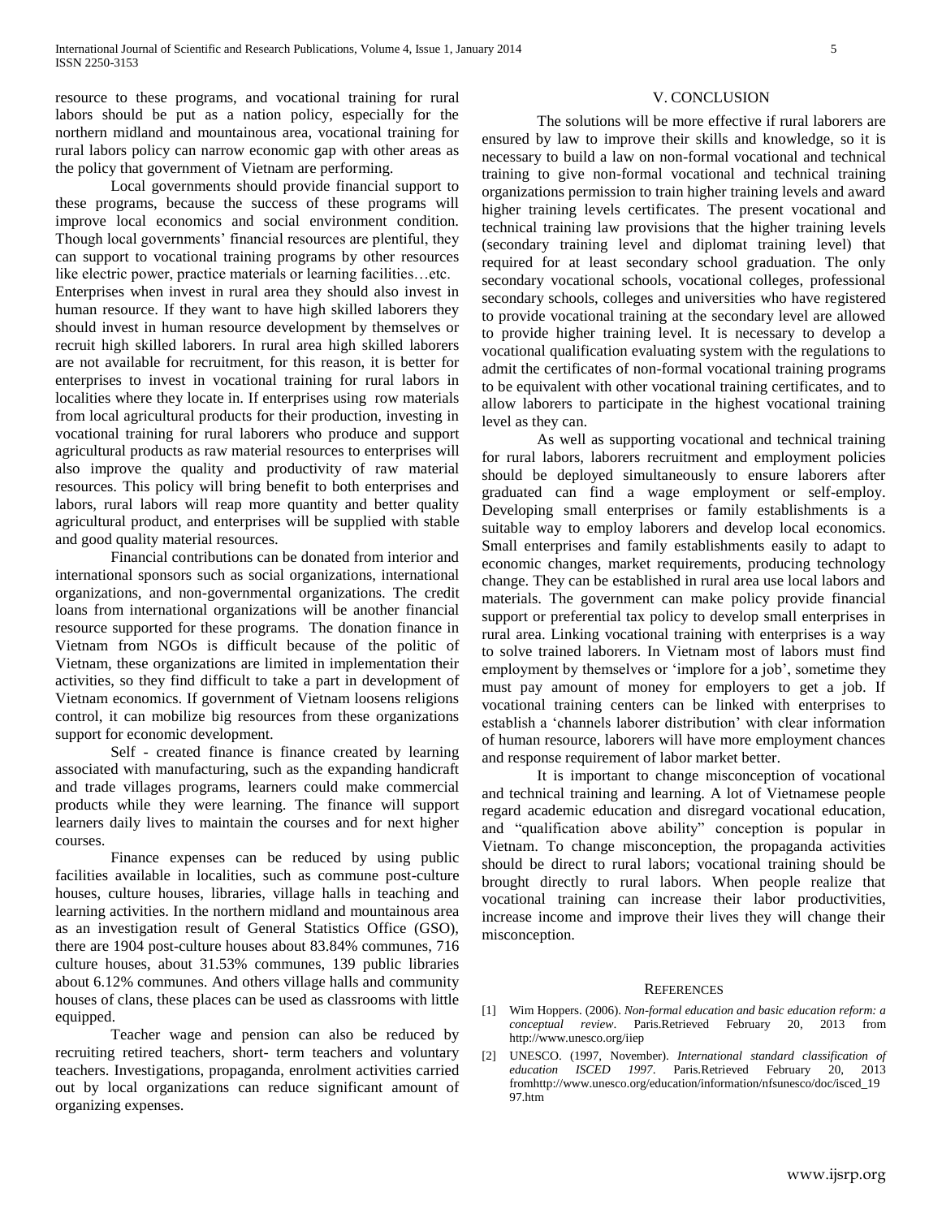resource to these programs, and vocational training for rural labors should be put as a nation policy, especially for the northern midland and mountainous area, vocational training for rural labors policy can narrow economic gap with other areas as the policy that government of Vietnam are performing.

Local governments should provide financial support to these programs, because the success of these programs will improve local economics and social environment condition. Though local governments' financial resources are plentiful, they can support to vocational training programs by other resources like electric power, practice materials or learning facilities…etc.

Enterprises when invest in rural area they should also invest in human resource. If they want to have high skilled laborers they should invest in human resource development by themselves or recruit high skilled laborers. In rural area high skilled laborers are not available for recruitment, for this reason, it is better for enterprises to invest in vocational training for rural labors in localities where they locate in. If enterprises using row materials from local agricultural products for their production, investing in vocational training for rural laborers who produce and support agricultural products as raw material resources to enterprises will also improve the quality and productivity of raw material resources. This policy will bring benefit to both enterprises and labors, rural labors will reap more quantity and better quality agricultural product, and enterprises will be supplied with stable and good quality material resources.

Financial contributions can be donated from interior and international sponsors such as social organizations, international organizations, and non-governmental organizations. The credit loans from international organizations will be another financial resource supported for these programs. The donation finance in Vietnam from NGOs is difficult because of the politic of Vietnam, these organizations are limited in implementation their activities, so they find difficult to take a part in development of Vietnam economics. If government of Vietnam loosens religions control, it can mobilize big resources from these organizations support for economic development.

Self - created finance is finance created by learning associated with manufacturing, such as the expanding handicraft and trade villages programs, learners could make commercial products while they were learning. The finance will support learners daily lives to maintain the courses and for next higher courses.

Finance expenses can be reduced by using public facilities available in localities, such as commune post-culture houses, culture houses, libraries, village halls in teaching and learning activities. In the northern midland and mountainous area as an investigation result of General Statistics Office (GSO), there are 1904 post-culture houses about 83.84% communes, 716 culture houses, about 31.53% communes, 139 public libraries about 6.12% communes. And others village halls and community houses of clans, these places can be used as classrooms with little equipped.

Teacher wage and pension can also be reduced by recruiting retired teachers, short- term teachers and voluntary teachers. Investigations, propaganda, enrolment activities carried out by local organizations can reduce significant amount of organizing expenses.

## V. CONCLUSION

The solutions will be more effective if rural laborers are ensured by law to improve their skills and knowledge, so it is necessary to build a law on non-formal vocational and technical training to give non-formal vocational and technical training organizations permission to train higher training levels and award higher training levels certificates. The present vocational and technical training law provisions that the higher training levels (secondary training level and diplomat training level) that required for at least secondary school graduation. The only secondary vocational schools, vocational colleges, professional secondary schools, colleges and universities who have registered to provide vocational training at the secondary level are allowed to provide higher training level. It is necessary to develop a vocational qualification evaluating system with the regulations to admit the certificates of non-formal vocational training programs to be equivalent with other vocational training certificates, and to allow laborers to participate in the highest vocational training level as they can.

As well as supporting vocational and technical training for rural labors, laborers recruitment and employment policies should be deployed simultaneously to ensure laborers after graduated can find a wage employment or self-employ. Developing small enterprises or family establishments is a suitable way to employ laborers and develop local economics. Small enterprises and family establishments easily to adapt to economic changes, market requirements, producing technology change. They can be established in rural area use local labors and materials. The government can make policy provide financial support or preferential tax policy to develop small enterprises in rural area. Linking vocational training with enterprises is a way to solve trained laborers. In Vietnam most of labors must find employment by themselves or 'implore for a job', sometime they must pay amount of money for employers to get a job. If vocational training centers can be linked with enterprises to establish a 'channels laborer distribution' with clear information of human resource, laborers will have more employment chances and response requirement of labor market better.

It is important to change misconception of vocational and technical training and learning. A lot of Vietnamese people regard academic education and disregard vocational education, and "qualification above ability" conception is popular in Vietnam. To change misconception, the propaganda activities should be direct to rural labors; vocational training should be brought directly to rural labors. When people realize that vocational training can increase their labor productivities, increase income and improve their lives they will change their misconception.

## REFERENCES

[1] Wim Hoppers. (2006). *Non-formal education and basic education reform: a conceptual review*. Paris.Retrieved February 20, 2013 from http://www.unesco.org/iiep

[2] UNESCO. (1997, November). *International standard classification of education ISCED 1997*. Paris.Retrieved February 20, 2013 fromhttp://www.unesco.org/education/information/nfsunesco/doc/isced_1997.htm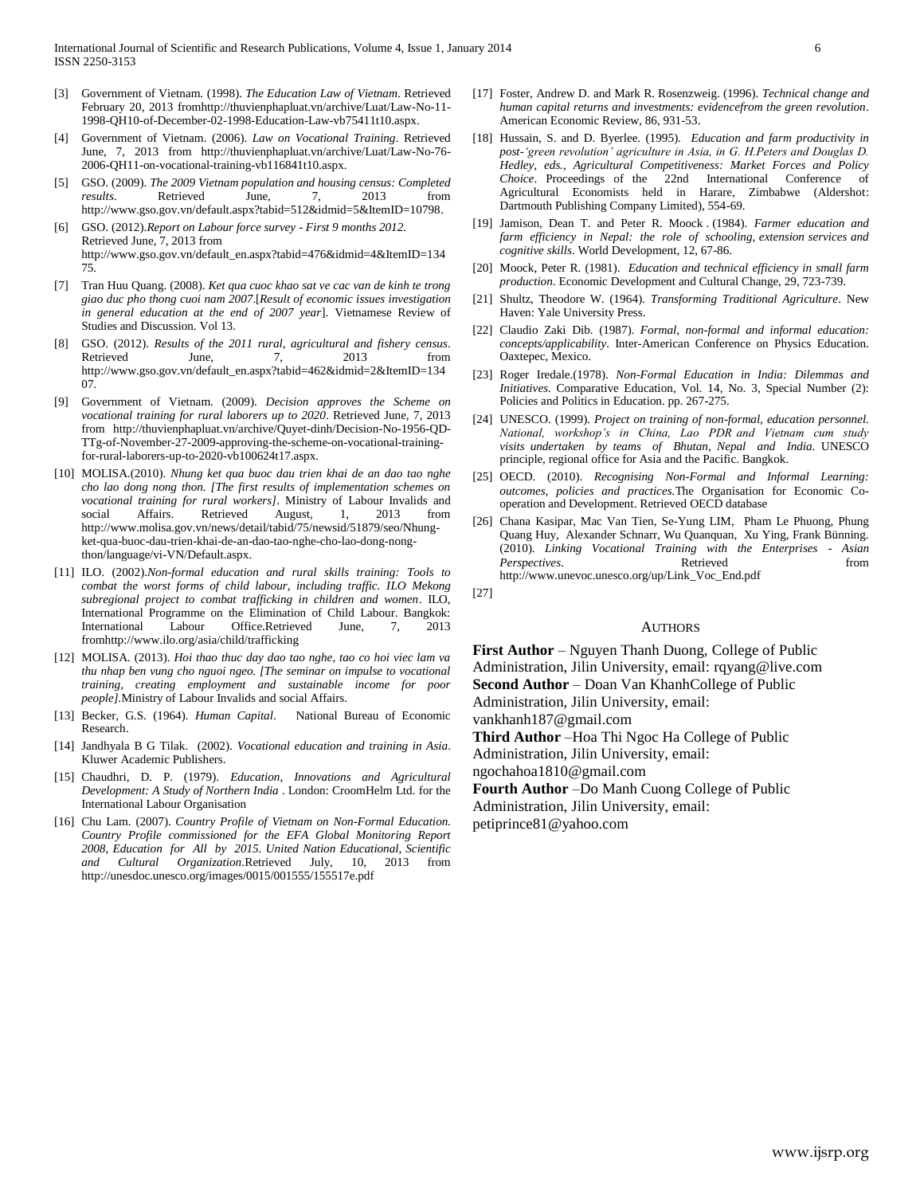[3] Government of Vietnam. (1998). *The Education Law of Vietnam*. Retrieved February 20, 2013 fromhttp://thuvienphapluat.vn/archive/Luat/Law-No-11-1998-QH10-of-December-02-1998-Education-Law-vb75411t10.aspx.

[4] Government of Vietnam. (2006). *Law on Vocational Training*. Retrieved June, 7, 2013 from http://thuvienphapluat.vn/archive/Luat/Law-No-76-2006-QH11-on-vocational-training-vb116841t10.aspx.

[5] GSO. (2009). *The 2009 Vietnam population and housing census: Completed results*. Retrieved June, 7, 2013 from http://www.gso.gov.vn/default.aspx?tabid=512&idmid=5&ItemID=10798.

[6] GSO. (2012).*Report on Labour force survey - First 9 months 2012*. Retrieved June, 7, 2013 from http://www.gso.gov.vn/default_en.aspx?tabid=476&idmid=4&ItemID=13475.

[7] Tran Huu Quang. (2008). *Ket qua cuoc khao sat ve cac van de kinh te trong giao duc pho thong cuoi nam 2007*.[*Result of economic issues investigation in general education at the end of 2007 year*]. Vietnamese Review of Studies and Discussion. Vol 13.

[8] GSO. (2012). *Results of the 2011 rural, agricultural and fishery census*. Retrieved June, 7, 2013 from http://www.gso.gov.vn/default_en.aspx?tabid=462&idmid=2&ItemID=13407.

[9] Government of Vietnam. (2009). *Decision approves the Scheme on vocational training for rural laborers up to 2020*. Retrieved June, 7, 2013 from http://thuvienphapluat.vn/archive/Quyet-dinh/Decision-No-1956-QD-TTg-of-November-27-2009-approving-the-scheme-on-vocational-training-for-rural-laborers-up-to-2020-vb100624t17.aspx.

[10] MOLISA.(2010). *Nhung ket qua buoc dau trien khai de an dao tao nghe cho lao dong nong thon. [The first results of implementation schemes on vocational training for rural workers]*. Ministry of Labour Invalids and social Affairs. Retrieved August, 1, 2013 from http://www.molisa.gov.vn/news/detail/tabid/75/newsid/51879/seo/Nhung-ket-qua-buoc-dau-trien-khai-de-an-dao-tao-nghe-cho-lao-dong-nong-thon/language/vi-VN/Default.aspx.

[11] ILO. (2002).*Non-formal education and rural skills training: Tools to combat the worst forms of child labour, including traffic. ILO Mekong subregional project to combat trafficking in children and women*. ILO, International Programme on the Elimination of Child Labour. Bangkok: International Labour Office.Retrieved June, 7, 2013 fromhttp://www.ilo.org/asia/child/trafficking

[12] MOLISA. (2013). *Hoi thao thuc day dao tao nghe, tao co hoi viec lam va thu nhap ben vung cho nguoi ngeo. [The seminar on impulse to vocational training, creating employment and sustainable income for poor people]*.Ministry of Labour Invalids and social Affairs.

[13] Becker, G.S. (1964). *Human Capital*. National Bureau of Economic Research.

[14] Jandhyala B G Tilak. (2002). *Vocational education and training in Asia*. Kluwer Academic Publishers.

[15] Chaudhri, D. P. (1979). *Education, Innovations and Agricultural Development: A Study of Northern India* . London: CroomHelm Ltd. for the International Labour Organisation

[16] Chu Lam. (2007). *Country Profile of Vietnam on Non-Formal Education. Country Profile commissioned for the EFA Global Monitoring Report 2008, Education for All by 2015. United Nation Educational, Scientific and Cultural Organization*.Retrieved July, 10, 2013 from http://unesdoc.unesco.org/images/0015/001555/155517e.pdf

[17] Foster, Andrew D. and Mark R. Rosenzweig. (1996). *Technical change and human capital returns and investments: evidencefrom the green revolution*. American Economic Review, 86, 931-53.

[18] Hussain, S. and D. Byerlee. (1995). *Education and farm productivity in post-'green revolution' agriculture in Asia, in G. H.Peters and Douglas D. Hedley, eds., Agricultural Competitiveness: Market Forces and Policy Choice*. Proceedings of the 22nd International Conference of Agricultural Economists held in Harare, Zimbabwe (Aldershot: Dartmouth Publishing Company Limited), 554-69.

[19] Jamison, Dean T. and Peter R. Moock . (1984). *Farmer education and farm efficiency in Nepal: the role of schooling, extension services and cognitive skills*. World Development, 12, 67-86.

[20] Moock, Peter R. (1981). *Education and technical efficiency in small farm production*. Economic Development and Cultural Change, 29, 723-739.

[21] Shultz, Theodore W. (1964). *Transforming Traditional Agriculture*. New Haven: Yale University Press.

[22] Claudio Zaki Dib. (1987). *Formal, non-formal and informal education: concepts/applicability*. Inter-American Conference on Physics Education. Oaxtepec, Mexico.

[23] Roger Iredale.(1978). *Non-Formal Education in India: Dilemmas and Initiatives*. Comparative Education, Vol. 14, No. 3, Special Number (2): Policies and Politics in Education. pp. 267-275.

[24] UNESCO. (1999). *Project on training of non-formal, education personnel. National, workshop's in China, Lao PDR and Vietnam cum study visits undertaken by teams of Bhutan, Nepal and India*. UNESCO principle, regional office for Asia and the Pacific. Bangkok.

[25] OECD. (2010). *Recognising Non-Formal and Informal Learning: outcomes, policies and practices*.The Organisation for Economic Co-operation and Development. Retrieved OECD database

[26] Chana Kasipar, Mac Van Tien, Se-Yung LIM, Pham Le Phuong, Phung Quang Huy, Alexander Schnarr, Wu Quanquan, Xu Ying, Frank Bünning. (2010). *Linking Vocational Training with the Enterprises - Asian Perspectives*. Retrieved from http://www.unevoc.unesco.org/up/Link_Voc_End.pdf

[27]

## Authors

**First Author** – Nguyen Thanh Duong, College of Public Administration, Jilin University, email: rqyang@live.com

**Second Author** – Doan Van KhanhCollege of Public Administration, Jilin University, email: vankhanh187@gmail.com

**Third Author** –Hoa Thi Ngoc Ha College of Public Administration, Jilin University, email: ngochahoa1810@gmail.com

**Fourth Author** –Do Manh Cuong College of Public Administration, Jilin University, email: petiprince81@yahoo.com